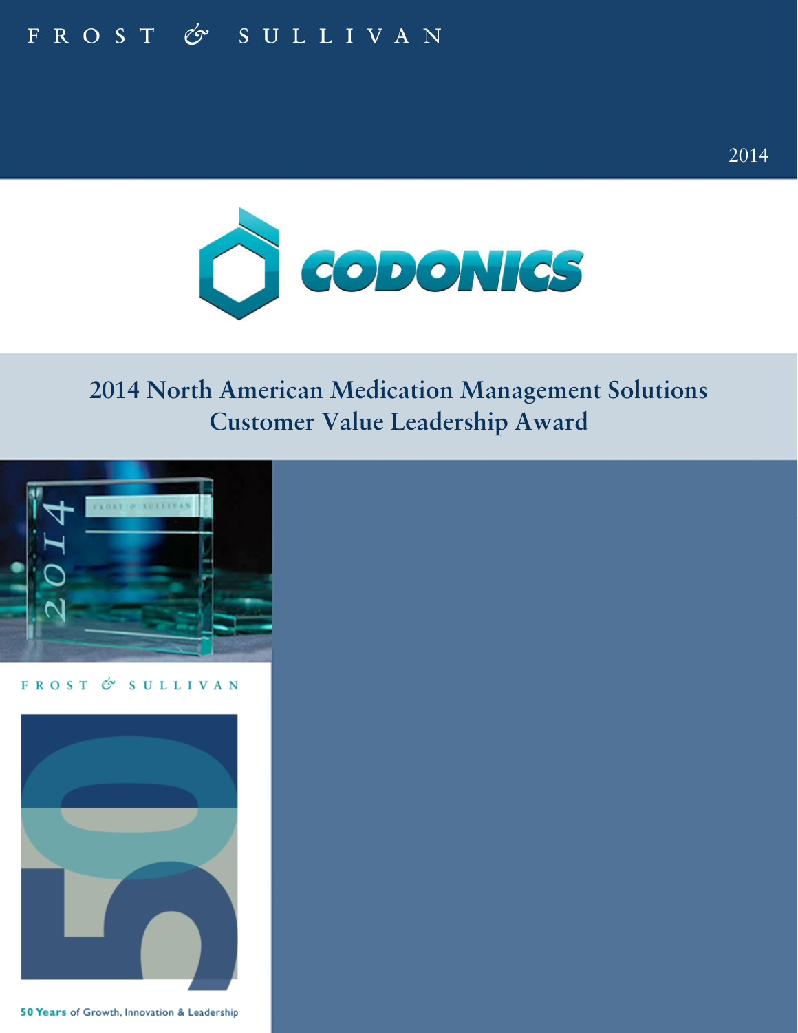FROST & SULLIVAN

2014

CODONICS

# 2014 North American Medication Management Solutions Customer Value Leadership Award

FROST & SULLIVAN

50 Years of Growth, Innovation & Leadership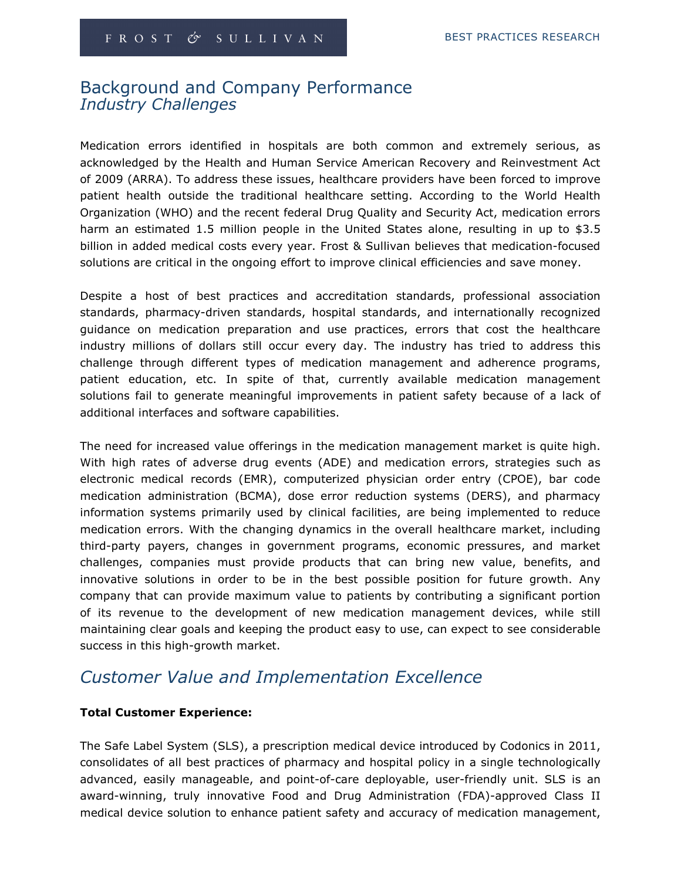## Background and Company Performance

### *Industry Challenges*

Medication errors identified in hospitals are both common and extremely serious, as acknowledged by the Health and Human Service American Recovery and Reinvestment Act of 2009 (ARRA). To address these issues, healthcare providers have been forced to improve patient health outside the traditional healthcare setting. According to the World Health Organization (WHO) and the recent federal Drug Quality and Security Act, medication errors harm an estimated 1.5 million people in the United States alone, resulting in up to $3.5 billion in added medical costs every year. Frost & Sullivan believes that medication-focused solutions are critical in the ongoing effort to improve clinical efficiencies and save money.

Despite a host of best practices and accreditation standards, professional association standards, pharmacy-driven standards, hospital standards, and internationally recognized guidance on medication preparation and use practices, errors that cost the healthcare industry millions of dollars still occur every day. The industry has tried to address this challenge through different types of medication management and adherence programs, patient education, etc. In spite of that, currently available medication management solutions fail to generate meaningful improvements in patient safety because of a lack of additional interfaces and software capabilities.

The need for increased value offerings in the medication management market is quite high. With high rates of adverse drug events (ADE) and medication errors, strategies such as electronic medical records (EMR), computerized physician order entry (CPOE), bar code medication administration (BCMA), dose error reduction systems (DERS), and pharmacy information systems primarily used by clinical facilities, are being implemented to reduce medication errors. With the changing dynamics in the overall healthcare market, including third-party payers, changes in government programs, economic pressures, and market challenges, companies must provide products that can bring new value, benefits, and innovative solutions in order to be in the best possible position for future growth. Any company that can provide maximum value to patients by contributing a significant portion of its revenue to the development of new medication management devices, while still maintaining clear goals and keeping the product easy to use, can expect to see considerable success in this high-growth market.

## *Customer Value and Implementation Excellence*

**Total Customer Experience:**

The Safe Label System (SLS), a prescription medical device introduced by Codonics in 2011, consolidates of all best practices of pharmacy and hospital policy in a single technologically advanced, easily manageable, and point-of-care deployable, user-friendly unit. SLS is an award-winning, truly innovative Food and Drug Administration (FDA)-approved Class II medical device solution to enhance patient safety and accuracy of medication management,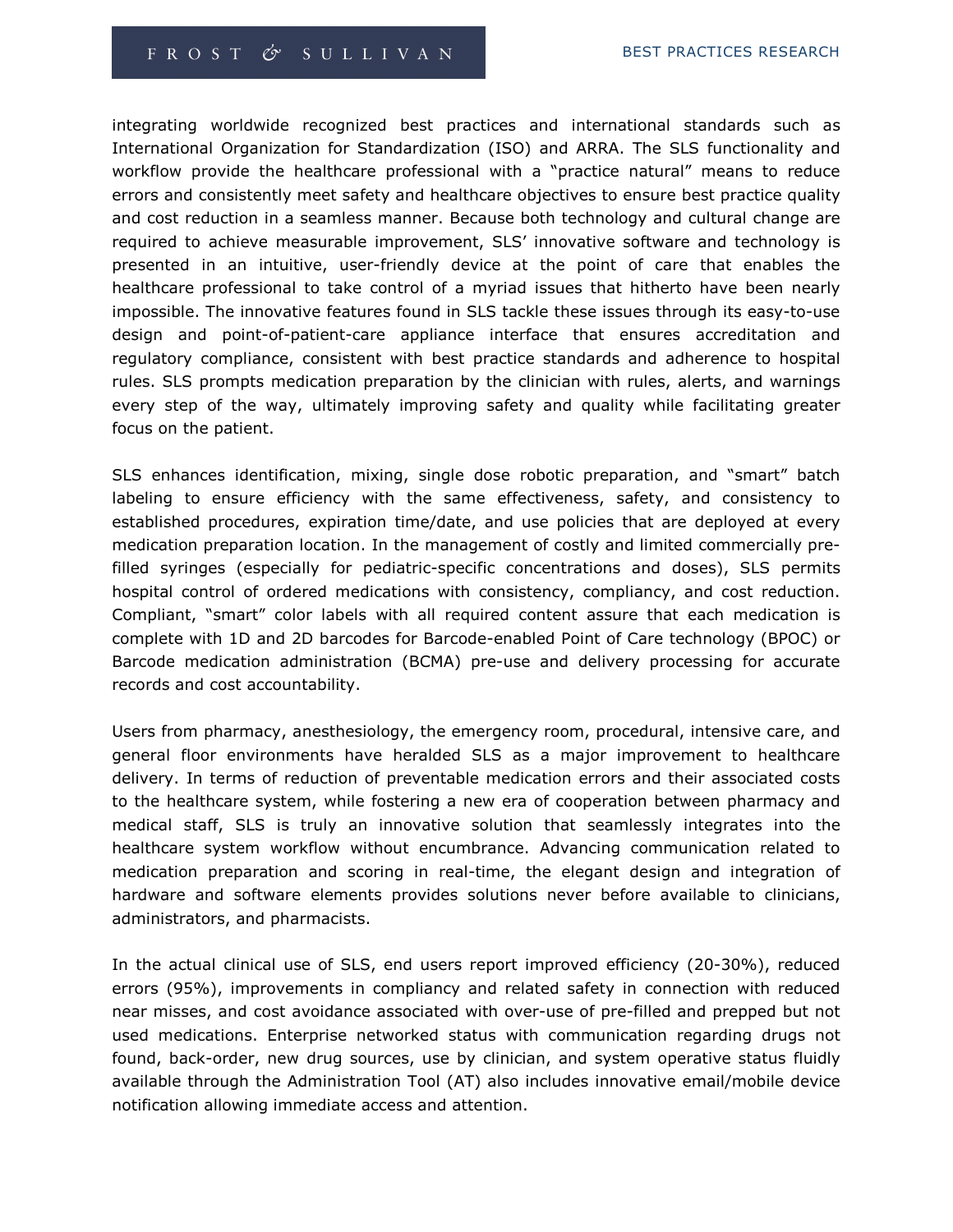integrating worldwide recognized best practices and international standards such as International Organization for Standardization (ISO) and ARRA. The SLS functionality and workflow provide the healthcare professional with a "practice natural" means to reduce errors and consistently meet safety and healthcare objectives to ensure best practice quality and cost reduction in a seamless manner. Because both technology and cultural change are required to achieve measurable improvement, SLS' innovative software and technology is presented in an intuitive, user-friendly device at the point of care that enables the healthcare professional to take control of a myriad issues that hitherto have been nearly impossible. The innovative features found in SLS tackle these issues through its easy-to-use design and point-of-patient-care appliance interface that ensures accreditation and regulatory compliance, consistent with best practice standards and adherence to hospital rules. SLS prompts medication preparation by the clinician with rules, alerts, and warnings every step of the way, ultimately improving safety and quality while facilitating greater focus on the patient.

SLS enhances identification, mixing, single dose robotic preparation, and "smart" batch labeling to ensure efficiency with the same effectiveness, safety, and consistency to established procedures, expiration time/date, and use policies that are deployed at every medication preparation location. In the management of costly and limited commercially pre-filled syringes (especially for pediatric-specific concentrations and doses), SLS permits hospital control of ordered medications with consistency, compliancy, and cost reduction. Compliant, "smart" color labels with all required content assure that each medication is complete with 1D and 2D barcodes for Barcode-enabled Point of Care technology (BPOC) or Barcode medication administration (BCMA) pre-use and delivery processing for accurate records and cost accountability.

Users from pharmacy, anesthesiology, the emergency room, procedural, intensive care, and general floor environments have heralded SLS as a major improvement to healthcare delivery. In terms of reduction of preventable medication errors and their associated costs to the healthcare system, while fostering a new era of cooperation between pharmacy and medical staff, SLS is truly an innovative solution that seamlessly integrates into the healthcare system workflow without encumbrance. Advancing communication related to medication preparation and scoring in real-time, the elegant design and integration of hardware and software elements provides solutions never before available to clinicians, administrators, and pharmacists.

In the actual clinical use of SLS, end users report improved efficiency (20-30%), reduced errors (95%), improvements in compliancy and related safety in connection with reduced near misses, and cost avoidance associated with over-use of pre-filled and prepped but not used medications. Enterprise networked status with communication regarding drugs not found, back-order, new drug sources, use by clinician, and system operative status fluidly available through the Administration Tool (AT) also includes innovative email/mobile device notification allowing immediate access and attention.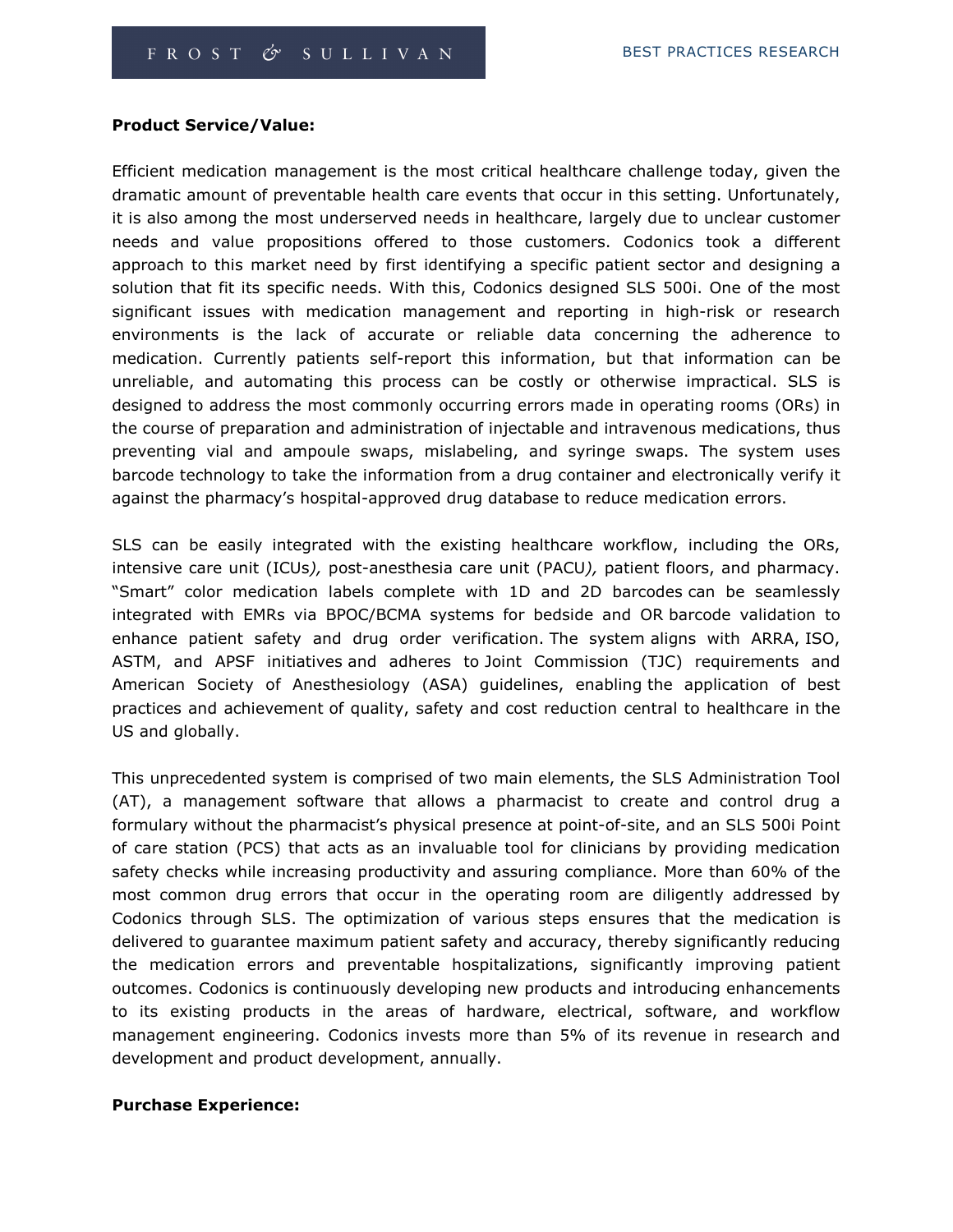**Product Service/Value:**

Efficient medication management is the most critical healthcare challenge today, given the dramatic amount of preventable health care events that occur in this setting. Unfortunately, it is also among the most underserved needs in healthcare, largely due to unclear customer needs and value propositions offered to those customers. Codonics took a different approach to this market need by first identifying a specific patient sector and designing a solution that fit its specific needs. With this, Codonics designed SLS 500i. One of the most significant issues with medication management and reporting in high-risk or research environments is the lack of accurate or reliable data concerning the adherence to medication. Currently patients self-report this information, but that information can be unreliable, and automating this process can be costly or otherwise impractical. SLS is designed to address the most commonly occurring errors made in operating rooms (ORs) in the course of preparation and administration of injectable and intravenous medications, thus preventing vial and ampoule swaps, mislabeling, and syringe swaps. The system uses barcode technology to take the information from a drug container and electronically verify it against the pharmacy's hospital-approved drug database to reduce medication errors.

SLS can be easily integrated with the existing healthcare workflow, including the ORs, intensive care unit (ICUs*),* post-anesthesia care unit (PACU*),* patient floors, and pharmacy. "Smart" color medication labels complete with 1D and 2D barcodes can be seamlessly integrated with EMRs via BPOC/BCMA systems for bedside and OR barcode validation to enhance patient safety and drug order verification. The system aligns with ARRA, ISO, ASTM, and APSF initiatives and adheres to Joint Commission (TJC) requirements and American Society of Anesthesiology (ASA) guidelines, enabling the application of best practices and achievement of quality, safety and cost reduction central to healthcare in the US and globally.

This unprecedented system is comprised of two main elements, the SLS Administration Tool (AT), a management software that allows a pharmacist to create and control drug a formulary without the pharmacist's physical presence at point-of-site, and an SLS 500i Point of care station (PCS) that acts as an invaluable tool for clinicians by providing medication safety checks while increasing productivity and assuring compliance. More than 60% of the most common drug errors that occur in the operating room are diligently addressed by Codonics through SLS. The optimization of various steps ensures that the medication is delivered to guarantee maximum patient safety and accuracy, thereby significantly reducing the medication errors and preventable hospitalizations, significantly improving patient outcomes. Codonics is continuously developing new products and introducing enhancements to its existing products in the areas of hardware, electrical, software, and workflow management engineering. Codonics invests more than 5% of its revenue in research and development and product development, annually.

**Purchase Experience:**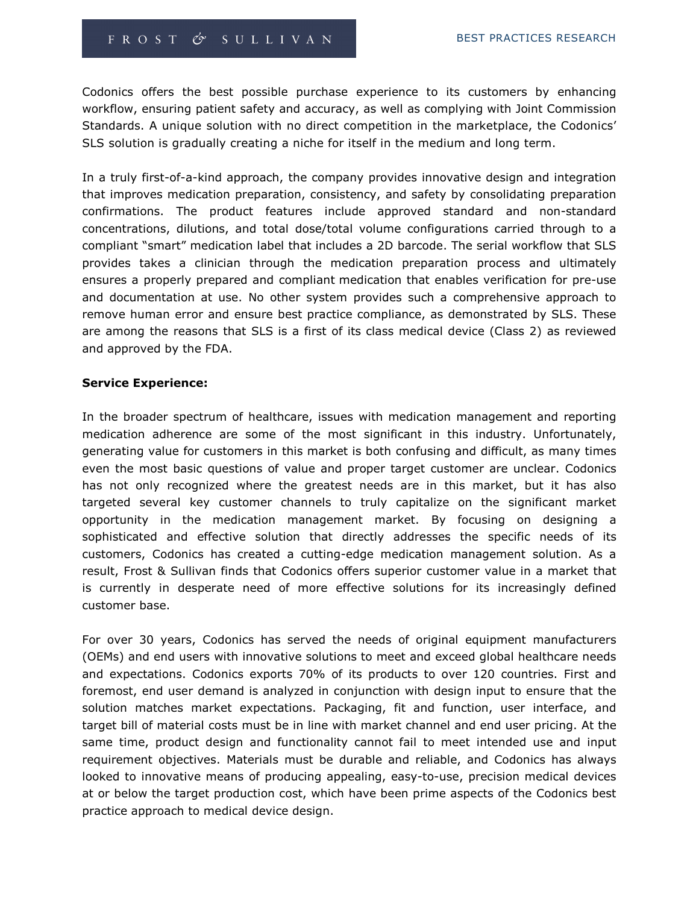Codonics offers the best possible purchase experience to its customers by enhancing workflow, ensuring patient safety and accuracy, as well as complying with Joint Commission Standards. A unique solution with no direct competition in the marketplace, the Codonics' SLS solution is gradually creating a niche for itself in the medium and long term.

In a truly first-of-a-kind approach, the company provides innovative design and integration that improves medication preparation, consistency, and safety by consolidating preparation confirmations. The product features include approved standard and non-standard concentrations, dilutions, and total dose/total volume configurations carried through to a compliant "smart" medication label that includes a 2D barcode. The serial workflow that SLS provides takes a clinician through the medication preparation process and ultimately ensures a properly prepared and compliant medication that enables verification for pre-use and documentation at use. No other system provides such a comprehensive approach to remove human error and ensure best practice compliance, as demonstrated by SLS. These are among the reasons that SLS is a first of its class medical device (Class 2) as reviewed and approved by the FDA.

**Service Experience:**

In the broader spectrum of healthcare, issues with medication management and reporting medication adherence are some of the most significant in this industry. Unfortunately, generating value for customers in this market is both confusing and difficult, as many times even the most basic questions of value and proper target customer are unclear. Codonics has not only recognized where the greatest needs are in this market, but it has also targeted several key customer channels to truly capitalize on the significant market opportunity in the medication management market. By focusing on designing a sophisticated and effective solution that directly addresses the specific needs of its customers, Codonics has created a cutting-edge medication management solution. As a result, Frost & Sullivan finds that Codonics offers superior customer value in a market that is currently in desperate need of more effective solutions for its increasingly defined customer base.

For over 30 years, Codonics has served the needs of original equipment manufacturers (OEMs) and end users with innovative solutions to meet and exceed global healthcare needs and expectations. Codonics exports 70% of its products to over 120 countries. First and foremost, end user demand is analyzed in conjunction with design input to ensure that the solution matches market expectations. Packaging, fit and function, user interface, and target bill of material costs must be in line with market channel and end user pricing. At the same time, product design and functionality cannot fail to meet intended use and input requirement objectives. Materials must be durable and reliable, and Codonics has always looked to innovative means of producing appealing, easy-to-use, precision medical devices at or below the target production cost, which have been prime aspects of the Codonics best practice approach to medical device design.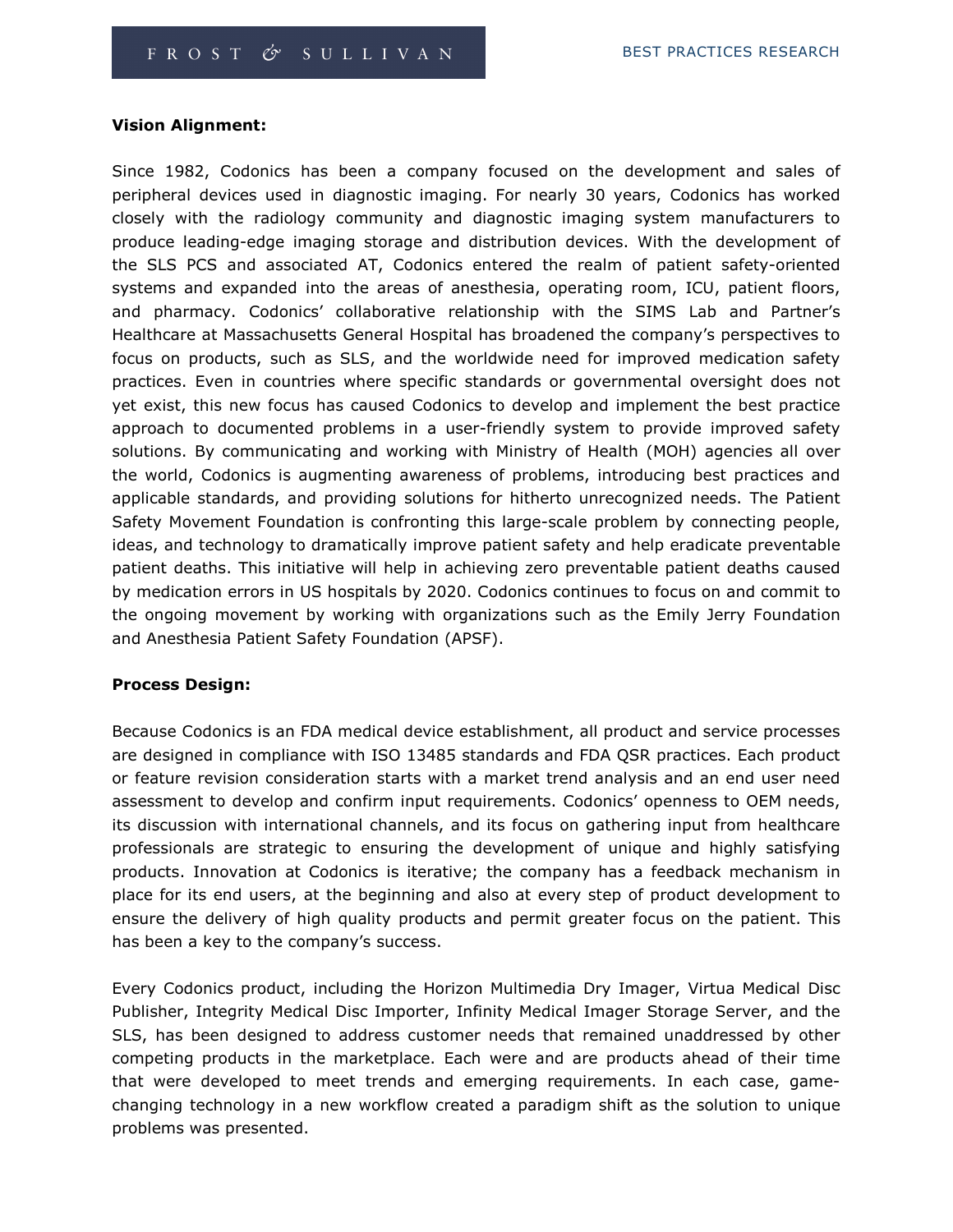**Vision Alignment:**

Since 1982, Codonics has been a company focused on the development and sales of peripheral devices used in diagnostic imaging. For nearly 30 years, Codonics has worked closely with the radiology community and diagnostic imaging system manufacturers to produce leading-edge imaging storage and distribution devices. With the development of the SLS PCS and associated AT, Codonics entered the realm of patient safety-oriented systems and expanded into the areas of anesthesia, operating room, ICU, patient floors, and pharmacy. Codonics' collaborative relationship with the SIMS Lab and Partner's Healthcare at Massachusetts General Hospital has broadened the company's perspectives to focus on products, such as SLS, and the worldwide need for improved medication safety practices. Even in countries where specific standards or governmental oversight does not yet exist, this new focus has caused Codonics to develop and implement the best practice approach to documented problems in a user-friendly system to provide improved safety solutions. By communicating and working with Ministry of Health (MOH) agencies all over the world, Codonics is augmenting awareness of problems, introducing best practices and applicable standards, and providing solutions for hitherto unrecognized needs. The Patient Safety Movement Foundation is confronting this large-scale problem by connecting people, ideas, and technology to dramatically improve patient safety and help eradicate preventable patient deaths. This initiative will help in achieving zero preventable patient deaths caused by medication errors in US hospitals by 2020. Codonics continues to focus on and commit to the ongoing movement by working with organizations such as the Emily Jerry Foundation and Anesthesia Patient Safety Foundation (APSF).

**Process Design:**

Because Codonics is an FDA medical device establishment, all product and service processes are designed in compliance with ISO 13485 standards and FDA QSR practices. Each product or feature revision consideration starts with a market trend analysis and an end user need assessment to develop and confirm input requirements. Codonics' openness to OEM needs, its discussion with international channels, and its focus on gathering input from healthcare professionals are strategic to ensuring the development of unique and highly satisfying products. Innovation at Codonics is iterative; the company has a feedback mechanism in place for its end users, at the beginning and also at every step of product development to ensure the delivery of high quality products and permit greater focus on the patient. This has been a key to the company's success.

Every Codonics product, including the Horizon Multimedia Dry Imager, Virtua Medical Disc Publisher, Integrity Medical Disc Importer, Infinity Medical Imager Storage Server, and the SLS, has been designed to address customer needs that remained unaddressed by other competing products in the marketplace. Each were and are products ahead of their time that were developed to meet trends and emerging requirements. In each case, game-changing technology in a new workflow created a paradigm shift as the solution to unique problems was presented.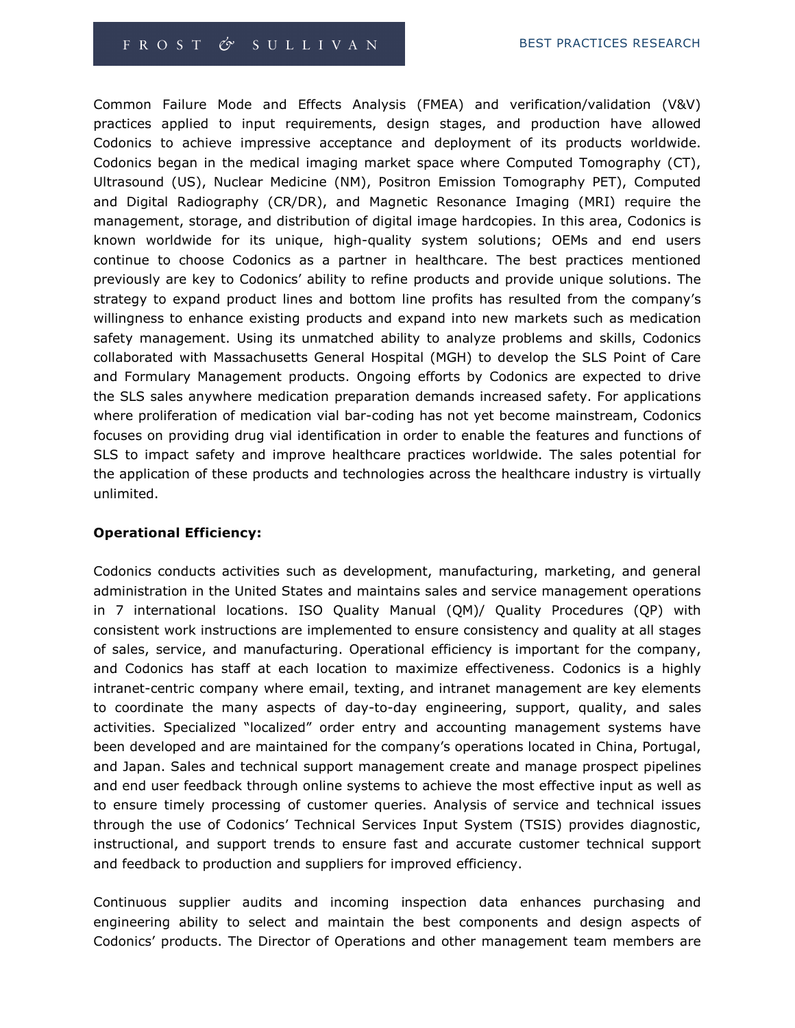Common Failure Mode and Effects Analysis (FMEA) and verification/validation (V&V) practices applied to input requirements, design stages, and production have allowed Codonics to achieve impressive acceptance and deployment of its products worldwide. Codonics began in the medical imaging market space where Computed Tomography (CT), Ultrasound (US), Nuclear Medicine (NM), Positron Emission Tomography PET), Computed and Digital Radiography (CR/DR), and Magnetic Resonance Imaging (MRI) require the management, storage, and distribution of digital image hardcopies. In this area, Codonics is known worldwide for its unique, high-quality system solutions; OEMs and end users continue to choose Codonics as a partner in healthcare. The best practices mentioned previously are key to Codonics' ability to refine products and provide unique solutions. The strategy to expand product lines and bottom line profits has resulted from the company's willingness to enhance existing products and expand into new markets such as medication safety management. Using its unmatched ability to analyze problems and skills, Codonics collaborated with Massachusetts General Hospital (MGH) to develop the SLS Point of Care and Formulary Management products. Ongoing efforts by Codonics are expected to drive the SLS sales anywhere medication preparation demands increased safety. For applications where proliferation of medication vial bar-coding has not yet become mainstream, Codonics focuses on providing drug vial identification in order to enable the features and functions of SLS to impact safety and improve healthcare practices worldwide. The sales potential for the application of these products and technologies across the healthcare industry is virtually unlimited.

**Operational Efficiency:**

Codonics conducts activities such as development, manufacturing, marketing, and general administration in the United States and maintains sales and service management operations in 7 international locations. ISO Quality Manual (QM)/ Quality Procedures (QP) with consistent work instructions are implemented to ensure consistency and quality at all stages of sales, service, and manufacturing. Operational efficiency is important for the company, and Codonics has staff at each location to maximize effectiveness. Codonics is a highly intranet-centric company where email, texting, and intranet management are key elements to coordinate the many aspects of day-to-day engineering, support, quality, and sales activities. Specialized "localized" order entry and accounting management systems have been developed and are maintained for the company's operations located in China, Portugal, and Japan. Sales and technical support management create and manage prospect pipelines and end user feedback through online systems to achieve the most effective input as well as to ensure timely processing of customer queries. Analysis of service and technical issues through the use of Codonics' Technical Services Input System (TSIS) provides diagnostic, instructional, and support trends to ensure fast and accurate customer technical support and feedback to production and suppliers for improved efficiency.

Continuous supplier audits and incoming inspection data enhances purchasing and engineering ability to select and maintain the best components and design aspects of Codonics' products. The Director of Operations and other management team members are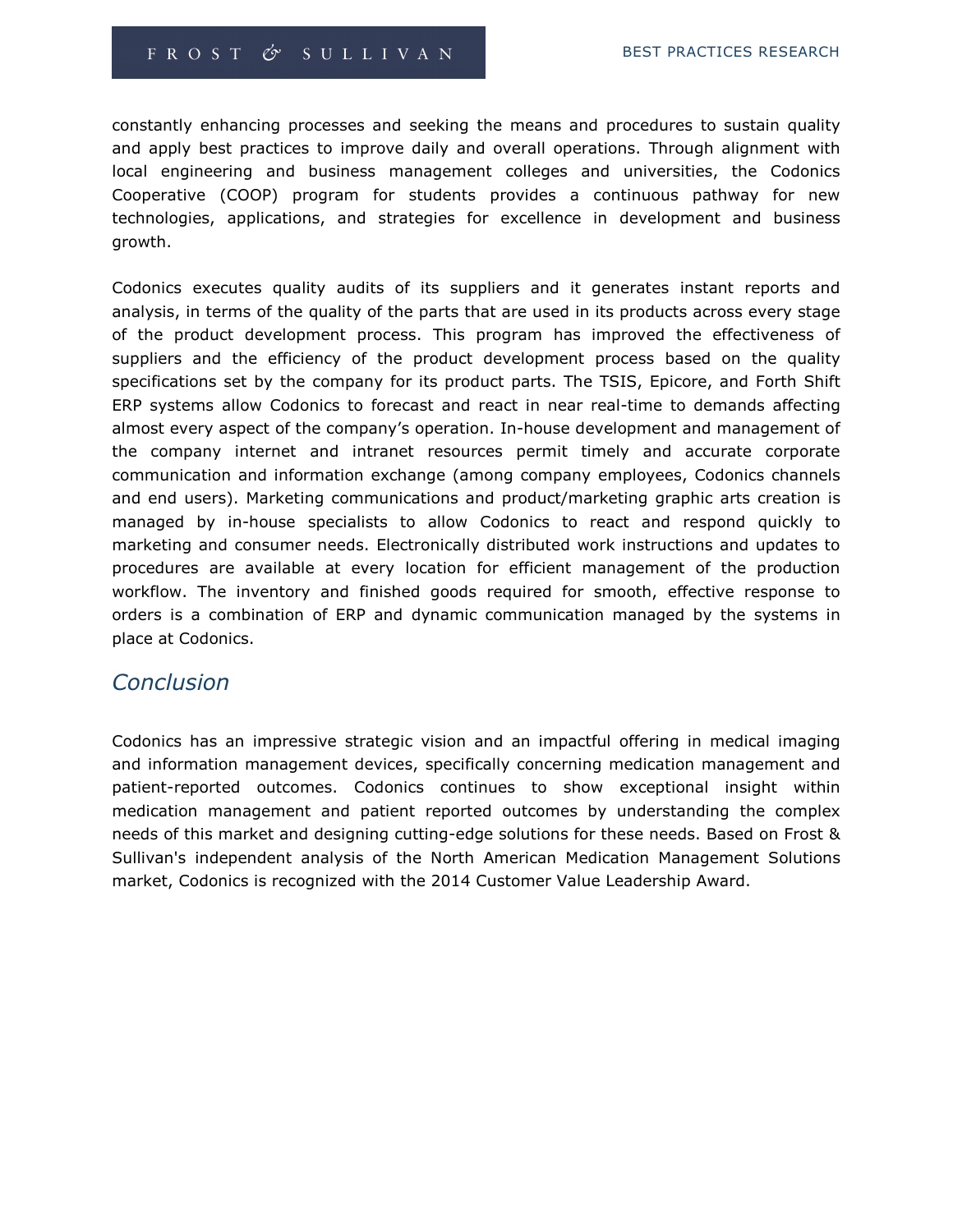constantly enhancing processes and seeking the means and procedures to sustain quality and apply best practices to improve daily and overall operations. Through alignment with local engineering and business management colleges and universities, the Codonics Cooperative (COOP) program for students provides a continuous pathway for new technologies, applications, and strategies for excellence in development and business growth.

Codonics executes quality audits of its suppliers and it generates instant reports and analysis, in terms of the quality of the parts that are used in its products across every stage of the product development process. This program has improved the effectiveness of suppliers and the efficiency of the product development process based on the quality specifications set by the company for its product parts. The TSIS, Epicore, and Forth Shift ERP systems allow Codonics to forecast and react in near real-time to demands affecting almost every aspect of the company's operation. In-house development and management of the company internet and intranet resources permit timely and accurate corporate communication and information exchange (among company employees, Codonics channels and end users). Marketing communications and product/marketing graphic arts creation is managed by in-house specialists to allow Codonics to react and respond quickly to marketing and consumer needs. Electronically distributed work instructions and updates to procedures are available at every location for efficient management of the production workflow. The inventory and finished goods required for smooth, effective response to orders is a combination of ERP and dynamic communication managed by the systems in place at Codonics.

## *Conclusion*

Codonics has an impressive strategic vision and an impactful offering in medical imaging and information management devices, specifically concerning medication management and patient-reported outcomes. Codonics continues to show exceptional insight within medication management and patient reported outcomes by understanding the complex needs of this market and designing cutting-edge solutions for these needs. Based on Frost & Sullivan's independent analysis of the North American Medication Management Solutions market, Codonics is recognized with the 2014 Customer Value Leadership Award.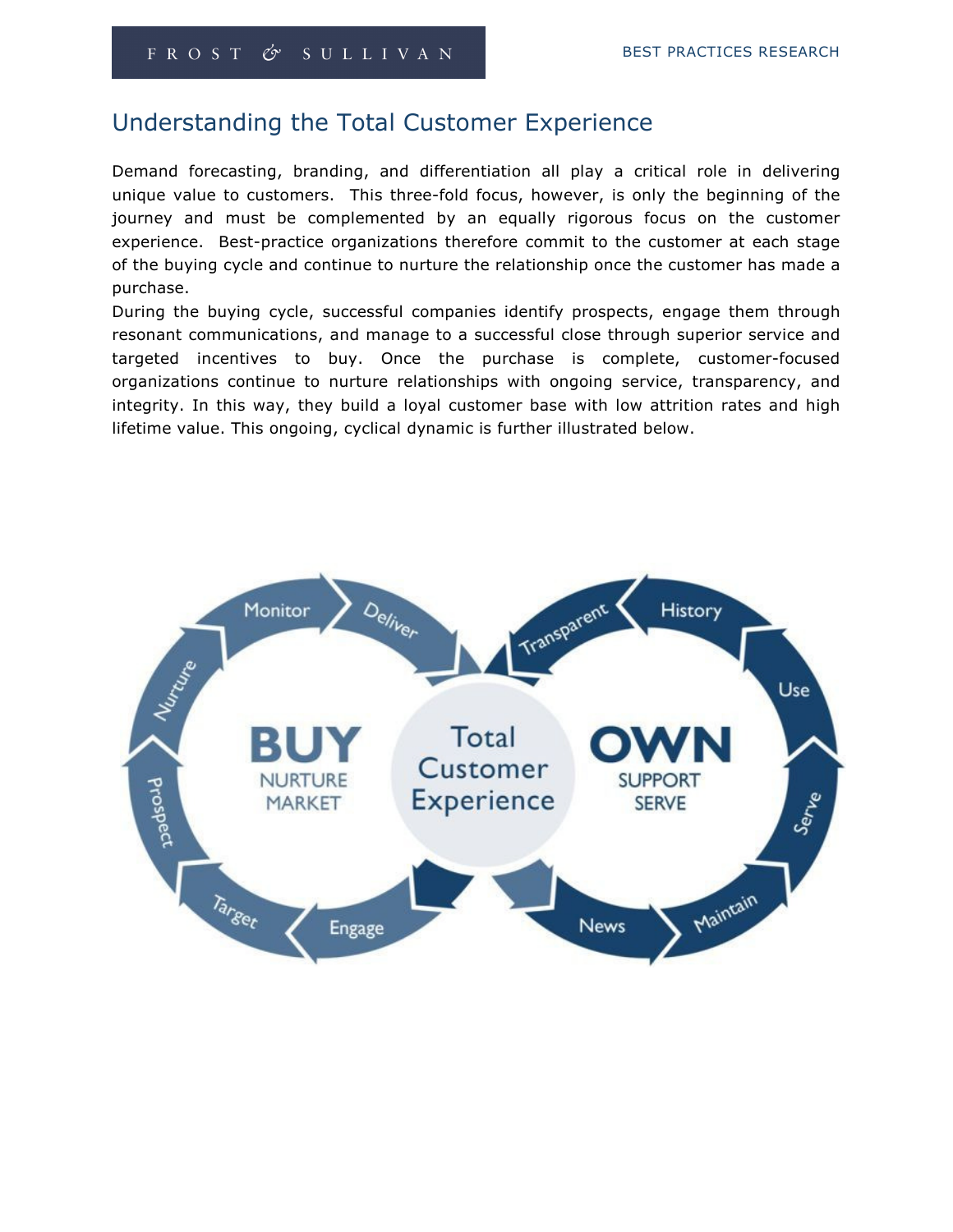## Understanding the Total Customer Experience

Demand forecasting, branding, and differentiation all play a critical role in delivering unique value to customers. This three-fold focus, however, is only the beginning of the journey and must be complemented by an equally rigorous focus on the customer experience. Best-practice organizations therefore commit to the customer at each stage of the buying cycle and continue to nurture the relationship once the customer has made a purchase.

During the buying cycle, successful companies identify prospects, engage them through resonant communications, and manage to a successful close through superior service and targeted incentives to buy. Once the purchase is complete, customer-focused organizations continue to nurture relationships with ongoing service, transparency, and integrity. In this way, they build a loyal customer base with low attrition rates and high lifetime value. This ongoing, cyclical dynamic is further illustrated below.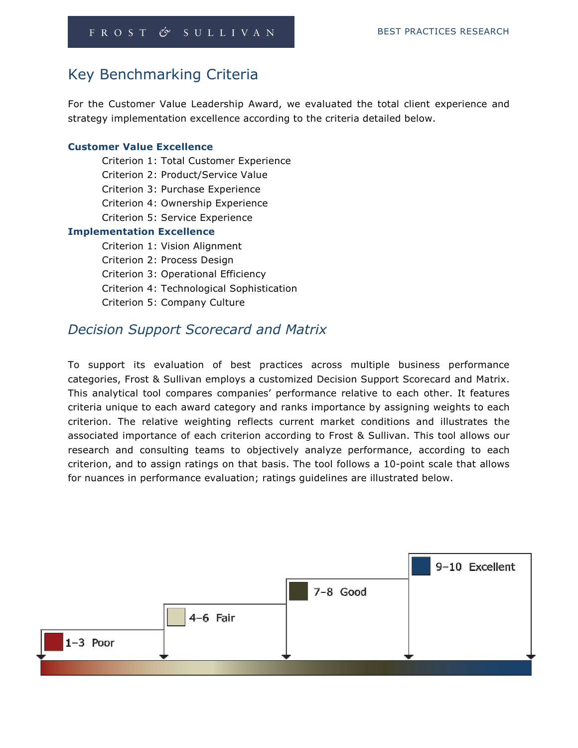## Key Benchmarking Criteria

For the Customer Value Leadership Award, we evaluated the total client experience and strategy implementation excellence according to the criteria detailed below.

**Customer Value Excellence**

- Criterion 1: Total Customer Experience
- Criterion 2: Product/Service Value
- Criterion 3: Purchase Experience
- Criterion 4: Ownership Experience
- Criterion 5: Service Experience

**Implementation Excellence**

- Criterion 1: Vision Alignment
- Criterion 2: Process Design
- Criterion 3: Operational Efficiency
- Criterion 4: Technological Sophistication
- Criterion 5: Company Culture

## *Decision Support Scorecard and Matrix*

To support its evaluation of best practices across multiple business performance categories, Frost & Sullivan employs a customized Decision Support Scorecard and Matrix. This analytical tool compares companies' performance relative to each other. It features criteria unique to each award category and ranks importance by assigning weights to each criterion. The relative weighting reflects current market conditions and illustrates the associated importance of each criterion according to Frost & Sullivan. This tool allows our research and consulting teams to objectively analyze performance, according to each criterion, and to assign ratings on that basis. The tool follows a 10-point scale that allows for nuances in performance evaluation; ratings guidelines are illustrated below.

1–3 Poor

4–6 Fair

7–8 Good

9–10 Excellent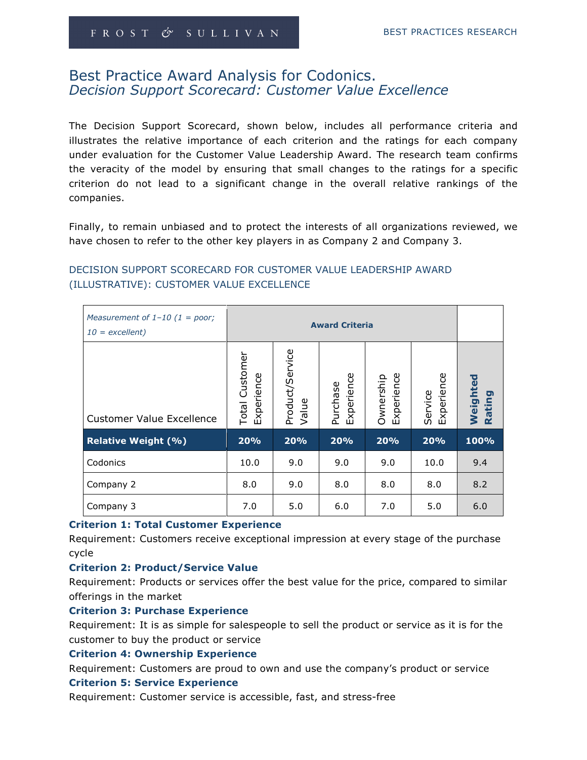# Best Practice Award Analysis for Codonics.
## *Decision Support Scorecard: Customer Value Excellence*

The Decision Support Scorecard, shown below, includes all performance criteria and illustrates the relative importance of each criterion and the ratings for each company under evaluation for the Customer Value Leadership Award. The research team confirms the veracity of the model by ensuring that small changes to the ratings for a specific criterion do not lead to a significant change in the overall relative rankings of the companies.

Finally, to remain unbiased and to protect the interests of all organizations reviewed, we have chosen to refer to the other key players in as Company 2 and Company 3.

DECISION SUPPORT SCORECARD FOR CUSTOMER VALUE LEADERSHIP AWARD (ILLUSTRATIVE): CUSTOMER VALUE EXCELLENCE

| *Measurement of 1–10 (1 = poor; 10 = excellent)* | **Award Criteria** | | | | | |
|---|---|---|---|---|---|---|
| Customer Value Excellence | Total Customer Experience | Product/Service Value | Purchase Experience | Ownership Experience | Service Experience | **Weighted Rating** |
| **Relative Weight (%)** | **20%** | **20%** | **20%** | **20%** | **20%** | **100%** |
| Codonics | 10.0 | 9.0 | 9.0 | 9.0 | 10.0 | 9.4 |
| Company 2 | 8.0 | 9.0 | 8.0 | 8.0 | 8.0 | 8.2 |
| Company 3 | 7.0 | 5.0 | 6.0 | 7.0 | 5.0 | 6.0 |

**Criterion 1: Total Customer Experience**

Requirement: Customers receive exceptional impression at every stage of the purchase cycle

**Criterion 2: Product/Service Value**

Requirement: Products or services offer the best value for the price, compared to similar offerings in the market

**Criterion 3: Purchase Experience**

Requirement: It is as simple for salespeople to sell the product or service as it is for the customer to buy the product or service

**Criterion 4: Ownership Experience**

Requirement: Customers are proud to own and use the company's product or service

**Criterion 5: Service Experience**

Requirement: Customer service is accessible, fast, and stress-free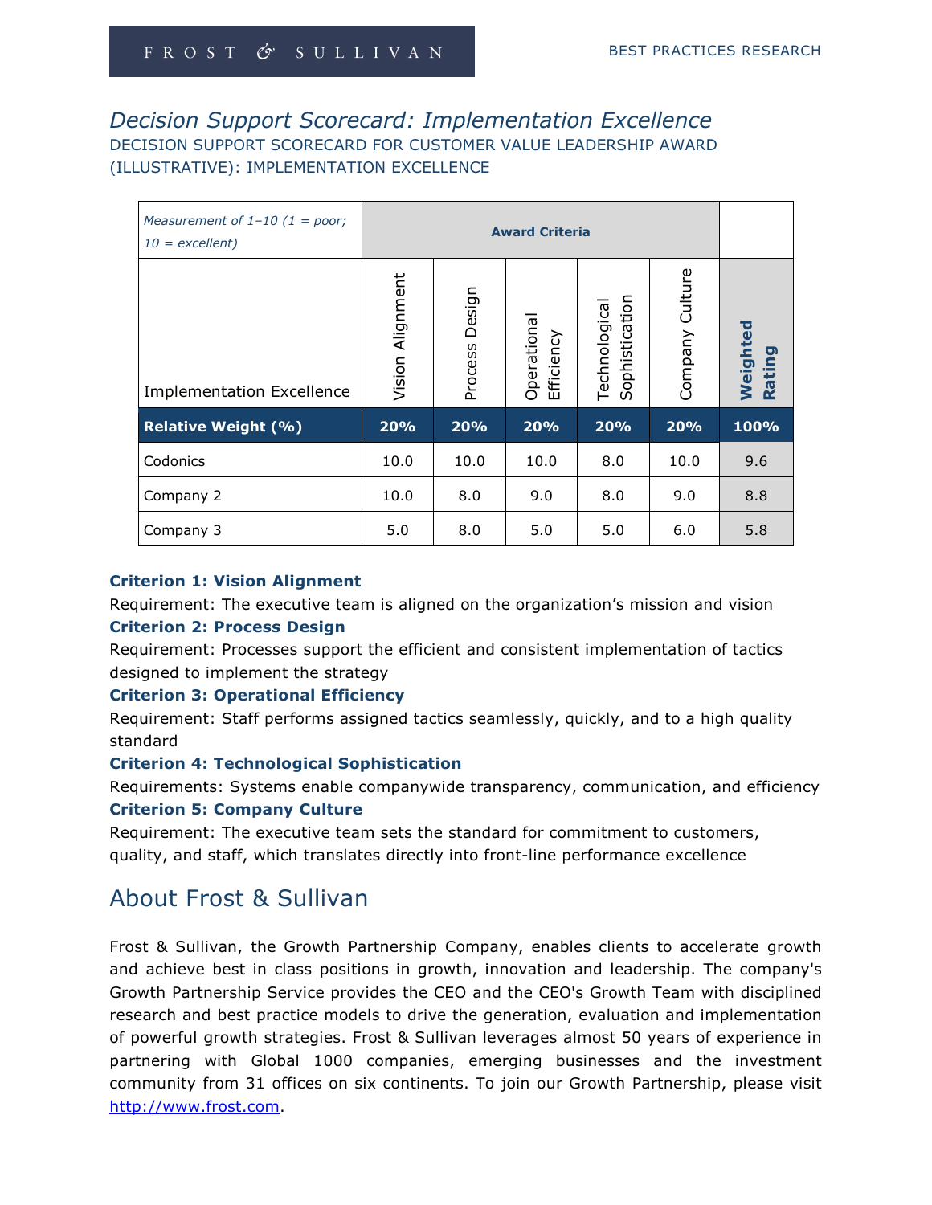## *Decision Support Scorecard: Implementation Excellence*

DECISION SUPPORT SCORECARD FOR CUSTOMER VALUE LEADERSHIP AWARD (ILLUSTRATIVE): IMPLEMENTATION EXCELLENCE

| *Measurement of 1–10 (1 = poor; 10 = excellent)* | **Award Criteria** | | | | | |
|---|---|---|---|---|---|---|
| Implementation Excellence | Vision Alignment | Process Design | Operational Efficiency | Technological Sophistication | Company Culture | **Weighted Rating** |
| **Relative Weight (%)** | **20%** | **20%** | **20%** | **20%** | **20%** | **100%** |
| Codonics | 10.0 | 10.0 | 10.0 | 8.0 | 10.0 | 9.6 |
| Company 2 | 10.0 | 8.0 | 9.0 | 8.0 | 9.0 | 8.8 |
| Company 3 | 5.0 | 8.0 | 5.0 | 5.0 | 6.0 | 5.8 |

**Criterion 1: Vision Alignment**

Requirement: The executive team is aligned on the organization's mission and vision

**Criterion 2: Process Design**

Requirement: Processes support the efficient and consistent implementation of tactics designed to implement the strategy

**Criterion 3: Operational Efficiency**

Requirement: Staff performs assigned tactics seamlessly, quickly, and to a high quality standard

**Criterion 4: Technological Sophistication**

Requirements: Systems enable companywide transparency, communication, and efficiency

**Criterion 5: Company Culture**

Requirement: The executive team sets the standard for commitment to customers, quality, and staff, which translates directly into front-line performance excellence

## About Frost & Sullivan

Frost & Sullivan, the Growth Partnership Company, enables clients to accelerate growth and achieve best in class positions in growth, innovation and leadership. The company's Growth Partnership Service provides the CEO and the CEO's Growth Team with disciplined research and best practice models to drive the generation, evaluation and implementation of powerful growth strategies. Frost & Sullivan leverages almost 50 years of experience in partnering with Global 1000 companies, emerging businesses and the investment community from 31 offices on six continents. To join our Growth Partnership, please visit http://www.frost.com.